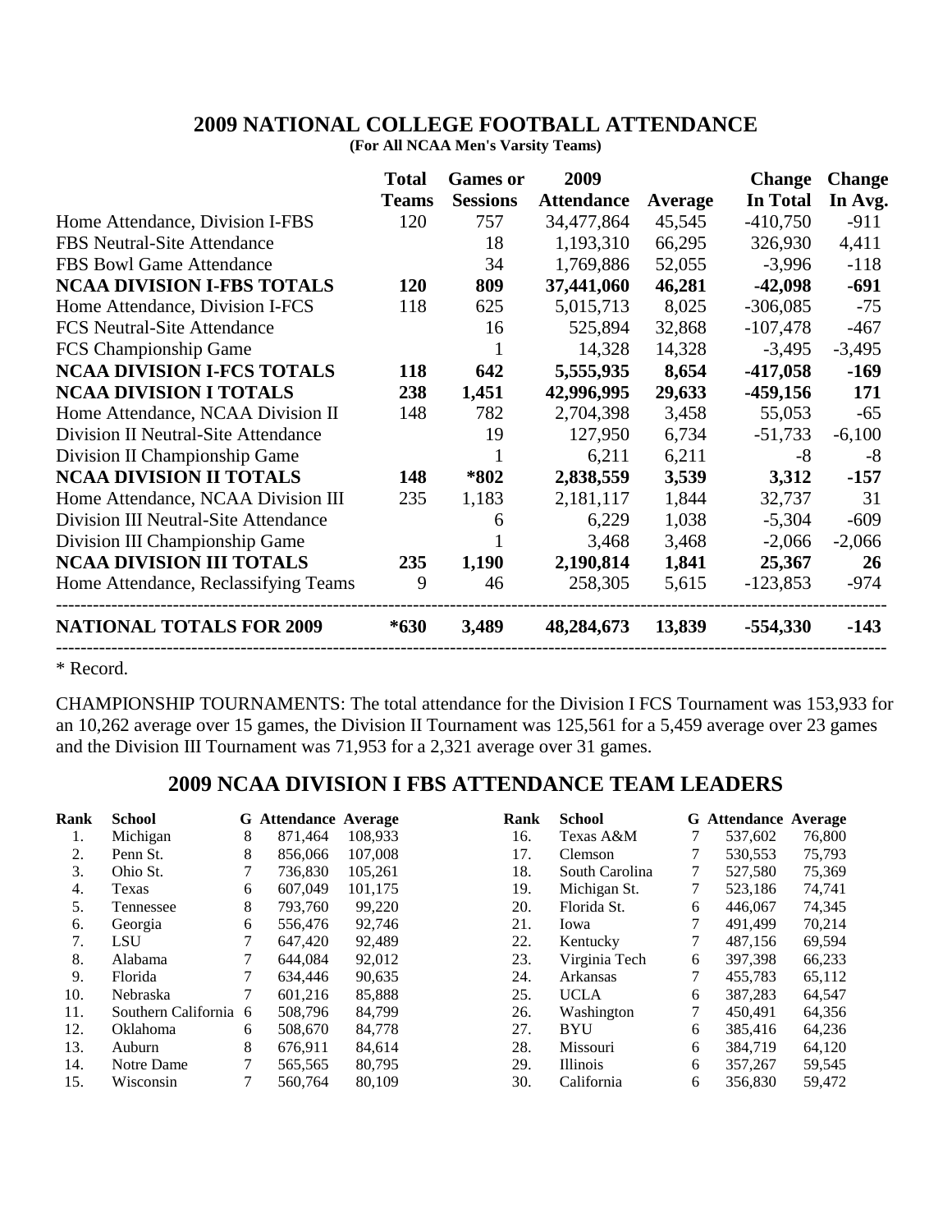# 2009 NATIONAL COLLEGE FOOTBALL ATTENDANCE

**(For All NCAA Men's Varsity Teams)**

| | Total Teams | Games or Sessions | 2009 Attendance | Average | Change In Total | Change In Avg. |
|---|---|---|---|---|---|---|
| Home Attendance, Division I-FBS | 120 | 757 | 34,477,864 | 45,545 | -410,750 | -911 |
| FBS Neutral-Site Attendance | | 18 | 1,193,310 | 66,295 | 326,930 | 4,411 |
| FBS Bowl Game Attendance | | 34 | 1,769,886 | 52,055 | -3,996 | -118 |
| **NCAA DIVISION I-FBS TOTALS** | **120** | **809** | **37,441,060** | **46,281** | **-42,098** | **-691** |
| Home Attendance, Division I-FCS | 118 | 625 | 5,015,713 | 8,025 | -306,085 | -75 |
| FCS Neutral-Site Attendance | | 16 | 525,894 | 32,868 | -107,478 | -467 |
| FCS Championship Game | | 1 | 14,328 | 14,328 | -3,495 | -3,495 |
| **NCAA DIVISION I-FCS TOTALS** | **118** | **642** | **5,555,935** | **8,654** | **-417,058** | **-169** |
| **NCAA DIVISION I TOTALS** | **238** | **1,451** | **42,996,995** | **29,633** | **-459,156** | **171** |
| Home Attendance, NCAA Division II | 148 | 782 | 2,704,398 | 3,458 | 55,053 | -65 |
| Division II Neutral-Site Attendance | | 19 | 127,950 | 6,734 | -51,733 | -6,100 |
| Division II Championship Game | | 1 | 6,211 | 6,211 | -8 | -8 |
| **NCAA DIVISION II TOTALS** | **148** | ***802** | **2,838,559** | **3,539** | **3,312** | **-157** |
| Home Attendance, NCAA Division III | 235 | 1,183 | 2,181,117 | 1,844 | 32,737 | 31 |
| Division III Neutral-Site Attendance | | 6 | 6,229 | 1,038 | -5,304 | -609 |
| Division III Championship Game | | 1 | 3,468 | 3,468 | -2,066 | -2,066 |
| **NCAA DIVISION III TOTALS** | **235** | **1,190** | **2,190,814** | **1,841** | **25,367** | **26** |
| Home Attendance, Reclassifying Teams | 9 | 46 | 258,305 | 5,615 | -123,853 | -974 |
| **NATIONAL TOTALS FOR 2009** | ***630** | **3,489** | **48,284,673** | **13,839** | **-554,330** | **-143** |

\* Record.

CHAMPIONSHIP TOURNAMENTS: The total attendance for the Division I FCS Tournament was 153,933 for an 10,262 average over 15 games, the Division II Tournament was 125,561 for a 5,459 average over 23 games and the Division III Tournament was 71,953 for a 2,321 average over 31 games.

## 2009 NCAA DIVISION I FBS ATTENDANCE TEAM LEADERS

| Rank | School | G | Attendance | Average |
|---|---|---|---|---|
| 1. | Michigan | 8 | 871,464 | 108,933 |
| 2. | Penn St. | 8 | 856,066 | 107,008 |
| 3. | Ohio St. | 7 | 736,830 | 105,261 |
| 4. | Texas | 6 | 607,049 | 101,175 |
| 5. | Tennessee | 8 | 793,760 | 99,220 |
| 6. | Georgia | 6 | 556,476 | 92,746 |
| 7. | LSU | 7 | 647,420 | 92,489 |
| 8. | Alabama | 7 | 644,084 | 92,012 |
| 9. | Florida | 7 | 634,446 | 90,635 |
| 10. | Nebraska | 7 | 601,216 | 85,888 |
| 11. | Southern California | 6 | 508,796 | 84,799 |
| 12. | Oklahoma | 6 | 508,670 | 84,778 |
| 13. | Auburn | 8 | 676,911 | 84,614 |
| 14. | Notre Dame | 7 | 565,565 | 80,795 |
| 15. | Wisconsin | 7 | 560,764 | 80,109 |
| 16. | Texas A&M | 7 | 537,602 | 76,800 |
| 17. | Clemson | 7 | 530,553 | 75,793 |
| 18. | South Carolina | 7 | 527,580 | 75,369 |
| 19. | Michigan St. | 7 | 523,186 | 74,741 |
| 20. | Florida St. | 6 | 446,067 | 74,345 |
| 21. | Iowa | 7 | 491,499 | 70,214 |
| 22. | Kentucky | 7 | 487,156 | 69,594 |
| 23. | Virginia Tech | 6 | 397,398 | 66,233 |
| 24. | Arkansas | 7 | 455,783 | 65,112 |
| 25. | UCLA | 6 | 387,283 | 64,547 |
| 26. | Washington | 7 | 450,491 | 64,356 |
| 27. | BYU | 6 | 385,416 | 64,236 |
| 28. | Missouri | 6 | 384,719 | 64,120 |
| 29. | Illinois | 6 | 357,267 | 59,545 |
| 30. | California | 6 | 356,830 | 59,472 |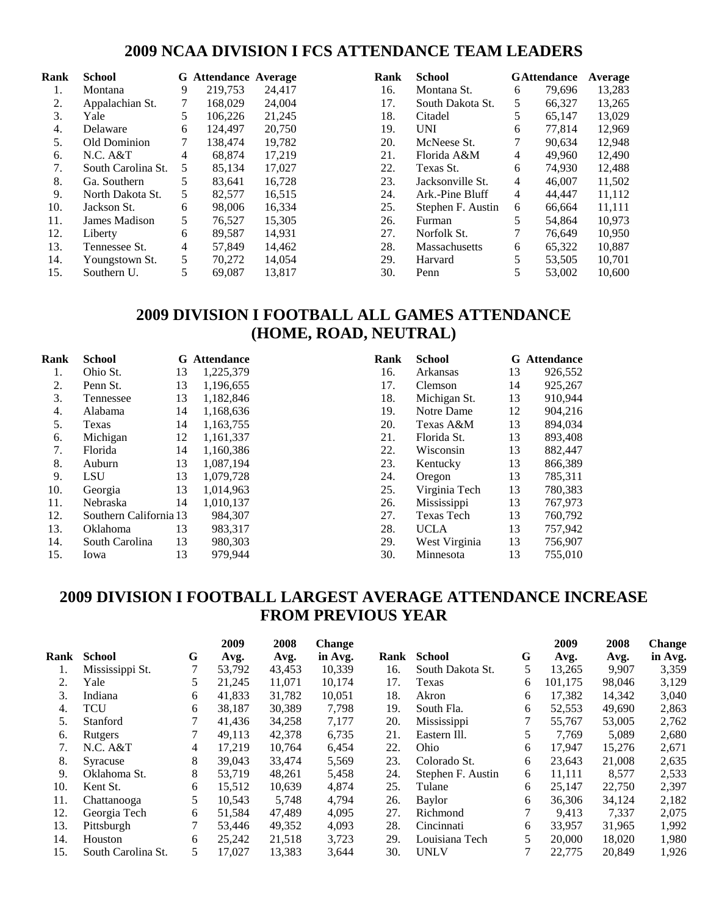## 2009 NCAA DIVISION I FCS ATTENDANCE TEAM LEADERS

| Rank | School | G | Attendance | Average |
|---|---|---|---|---|
| 1. | Montana | 9 | 219,753 | 24,417 |
| 2. | Appalachian St. | 7 | 168,029 | 24,004 |
| 3. | Yale | 5 | 106,226 | 21,245 |
| 4. | Delaware | 6 | 124,497 | 20,750 |
| 5. | Old Dominion | 7 | 138,474 | 19,782 |
| 6. | N.C. A&T | 4 | 68,874 | 17,219 |
| 7. | South Carolina St. | 5 | 85,134 | 17,027 |
| 8. | Ga. Southern | 5 | 83,641 | 16,728 |
| 9. | North Dakota St. | 5 | 82,577 | 16,515 |
| 10. | Jackson St. | 6 | 98,006 | 16,334 |
| 11. | James Madison | 5 | 76,527 | 15,305 |
| 12. | Liberty | 6 | 89,587 | 14,931 |
| 13. | Tennessee St. | 4 | 57,849 | 14,462 |
| 14. | Youngstown St. | 5 | 70,272 | 14,054 |
| 15. | Southern U. | 5 | 69,087 | 13,817 |
| 16. | Montana St. | 6 | 79,696 | 13,283 |
| 17. | South Dakota St. | 5 | 66,327 | 13,265 |
| 18. | Citadel | 5 | 65,147 | 13,029 |
| 19. | UNI | 6 | 77,814 | 12,969 |
| 20. | McNeese St. | 7 | 90,634 | 12,948 |
| 21. | Florida A&M | 4 | 49,960 | 12,490 |
| 22. | Texas St. | 6 | 74,930 | 12,488 |
| 23. | Jacksonville St. | 4 | 46,007 | 11,502 |
| 24. | Ark.-Pine Bluff | 4 | 44,447 | 11,112 |
| 25. | Stephen F. Austin | 6 | 66,664 | 11,111 |
| 26. | Furman | 5 | 54,864 | 10,973 |
| 27. | Norfolk St. | 7 | 76,649 | 10,950 |
| 28. | Massachusetts | 6 | 65,322 | 10,887 |
| 29. | Harvard | 5 | 53,505 | 10,701 |
| 30. | Penn | 5 | 53,002 | 10,600 |

## 2009 DIVISION I FOOTBALL ALL GAMES ATTENDANCE (HOME, ROAD, NEUTRAL)

| Rank | School | G | Attendance |
|---|---|---|---|
| 1. | Ohio St. | 13 | 1,225,379 |
| 2. | Penn St. | 13 | 1,196,655 |
| 3. | Tennessee | 13 | 1,182,846 |
| 4. | Alabama | 14 | 1,168,636 |
| 5. | Texas | 14 | 1,163,755 |
| 6. | Michigan | 12 | 1,161,337 |
| 7. | Florida | 14 | 1,160,386 |
| 8. | Auburn | 13 | 1,087,194 |
| 9. | LSU | 13 | 1,079,728 |
| 10. | Georgia | 13 | 1,014,963 |
| 11. | Nebraska | 14 | 1,010,137 |
| 12. | Southern California | 13 | 984,307 |
| 13. | Oklahoma | 13 | 983,317 |
| 14. | South Carolina | 13 | 980,303 |
| 15. | Iowa | 13 | 979,944 |
| 16. | Arkansas | 13 | 926,552 |
| 17. | Clemson | 14 | 925,267 |
| 18. | Michigan St. | 13 | 910,944 |
| 19. | Notre Dame | 12 | 904,216 |
| 20. | Texas A&M | 13 | 894,034 |
| 21. | Florida St. | 13 | 893,408 |
| 22. | Wisconsin | 13 | 882,447 |
| 23. | Kentucky | 13 | 866,389 |
| 24. | Oregon | 13 | 785,311 |
| 25. | Virginia Tech | 13 | 780,383 |
| 26. | Mississippi | 13 | 767,973 |
| 27. | Texas Tech | 13 | 760,792 |
| 28. | UCLA | 13 | 757,942 |
| 29. | West Virginia | 13 | 756,907 |
| 30. | Minnesota | 13 | 755,010 |

## 2009 DIVISION I FOOTBALL LARGEST AVERAGE ATTENDANCE INCREASE FROM PREVIOUS YEAR

| Rank | School | G | 2009 Avg. | 2008 Avg. | Change in Avg. |
|---|---|---|---|---|---|
| 1. | Mississippi St. | 7 | 53,792 | 43,453 | 10,339 |
| 2. | Yale | 5 | 21,245 | 11,071 | 10,174 |
| 3. | Indiana | 6 | 41,833 | 31,782 | 10,051 |
| 4. | TCU | 6 | 38,187 | 30,389 | 7,798 |
| 5. | Stanford | 7 | 41,436 | 34,258 | 7,177 |
| 6. | Rutgers | 7 | 49,113 | 42,378 | 6,735 |
| 7. | N.C. A&T | 4 | 17,219 | 10,764 | 6,454 |
| 8. | Syracuse | 8 | 39,043 | 33,474 | 5,569 |
| 9. | Oklahoma St. | 8 | 53,719 | 48,261 | 5,458 |
| 10. | Kent St. | 6 | 15,512 | 10,639 | 4,874 |
| 11. | Chattanooga | 5 | 10,543 | 5,748 | 4,794 |
| 12. | Georgia Tech | 6 | 51,584 | 47,489 | 4,095 |
| 13. | Pittsburgh | 7 | 53,446 | 49,352 | 4,093 |
| 14. | Houston | 6 | 25,242 | 21,518 | 3,723 |
| 15. | South Carolina St. | 5 | 17,027 | 13,383 | 3,644 |
| 16. | South Dakota St. | 5 | 13,265 | 9,907 | 3,359 |
| 17. | Texas | 6 | 101,175 | 98,046 | 3,129 |
| 18. | Akron | 6 | 17,382 | 14,342 | 3,040 |
| 19. | South Fla. | 6 | 52,553 | 49,690 | 2,863 |
| 20. | Mississippi | 7 | 55,767 | 53,005 | 2,762 |
| 21. | Eastern Ill. | 5 | 7,769 | 5,089 | 2,680 |
| 22. | Ohio | 6 | 17,947 | 15,276 | 2,671 |
| 23. | Colorado St. | 6 | 23,643 | 21,008 | 2,635 |
| 24. | Stephen F. Austin | 6 | 11,111 | 8,577 | 2,533 |
| 25. | Tulane | 6 | 25,147 | 22,750 | 2,397 |
| 26. | Baylor | 6 | 36,306 | 34,124 | 2,182 |
| 27. | Richmond | 7 | 9,413 | 7,337 | 2,075 |
| 28. | Cincinnati | 6 | 33,957 | 31,965 | 1,992 |
| 29. | Louisiana Tech | 5 | 20,000 | 18,020 | 1,980 |
| 30. | UNLV | 7 | 22,775 | 20,849 | 1,926 |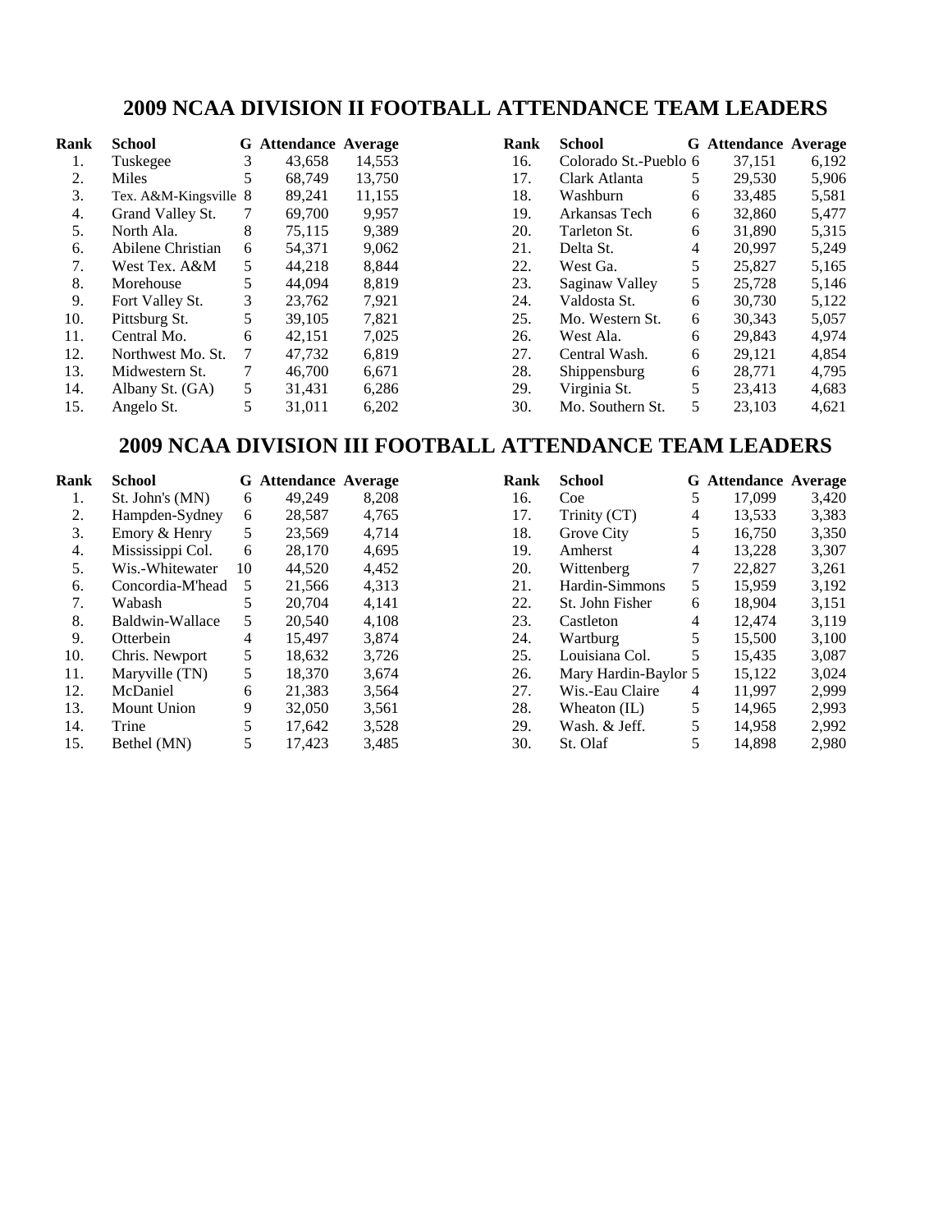## 2009 NCAA DIVISION II FOOTBALL ATTENDANCE TEAM LEADERS

| Rank | School | G | Attendance | Average |
|---|---|---|---|---|
| 1. | Tuskegee | 3 | 43,658 | 14,553 |
| 2. | Miles | 5 | 68,749 | 13,750 |
| 3. | Tex. A&M-Kingsville | 8 | 89,241 | 11,155 |
| 4. | Grand Valley St. | 7 | 69,700 | 9,957 |
| 5. | North Ala. | 8 | 75,115 | 9,389 |
| 6. | Abilene Christian | 6 | 54,371 | 9,062 |
| 7. | West Tex. A&M | 5 | 44,218 | 8,844 |
| 8. | Morehouse | 5 | 44,094 | 8,819 |
| 9. | Fort Valley St. | 3 | 23,762 | 7,921 |
| 10. | Pittsburg St. | 5 | 39,105 | 7,821 |
| 11. | Central Mo. | 6 | 42,151 | 7,025 |
| 12. | Northwest Mo. St. | 7 | 47,732 | 6,819 |
| 13. | Midwestern St. | 7 | 46,700 | 6,671 |
| 14. | Albany St. (GA) | 5 | 31,431 | 6,286 |
| 15. | Angelo St. | 5 | 31,011 | 6,202 |
| 16. | Colorado St.-Pueblo | 6 | 37,151 | 6,192 |
| 17. | Clark Atlanta | 5 | 29,530 | 5,906 |
| 18. | Washburn | 6 | 33,485 | 5,581 |
| 19. | Arkansas Tech | 6 | 32,860 | 5,477 |
| 20. | Tarleton St. | 6 | 31,890 | 5,315 |
| 21. | Delta St. | 4 | 20,997 | 5,249 |
| 22. | West Ga. | 5 | 25,827 | 5,165 |
| 23. | Saginaw Valley | 5 | 25,728 | 5,146 |
| 24. | Valdosta St. | 6 | 30,730 | 5,122 |
| 25. | Mo. Western St. | 6 | 30,343 | 5,057 |
| 26. | West Ala. | 6 | 29,843 | 4,974 |
| 27. | Central Wash. | 6 | 29,121 | 4,854 |
| 28. | Shippensburg | 6 | 28,771 | 4,795 |
| 29. | Virginia St. | 5 | 23,413 | 4,683 |
| 30. | Mo. Southern St. | 5 | 23,103 | 4,621 |

## 2009 NCAA DIVISION III FOOTBALL ATTENDANCE TEAM LEADERS

| Rank | School | G | Attendance | Average |
|---|---|---|---|---|
| 1. | St. John's (MN) | 6 | 49,249 | 8,208 |
| 2. | Hampden-Sydney | 6 | 28,587 | 4,765 |
| 3. | Emory & Henry | 5 | 23,569 | 4,714 |
| 4. | Mississippi Col. | 6 | 28,170 | 4,695 |
| 5. | Wis.-Whitewater | 10 | 44,520 | 4,452 |
| 6. | Concordia-M'head | 5 | 21,566 | 4,313 |
| 7. | Wabash | 5 | 20,704 | 4,141 |
| 8. | Baldwin-Wallace | 5 | 20,540 | 4,108 |
| 9. | Otterbein | 4 | 15,497 | 3,874 |
| 10. | Chris. Newport | 5 | 18,632 | 3,726 |
| 11. | Maryville (TN) | 5 | 18,370 | 3,674 |
| 12. | McDaniel | 6 | 21,383 | 3,564 |
| 13. | Mount Union | 9 | 32,050 | 3,561 |
| 14. | Trine | 5 | 17,642 | 3,528 |
| 15. | Bethel (MN) | 5 | 17,423 | 3,485 |
| 16. | Coe | 5 | 17,099 | 3,420 |
| 17. | Trinity (CT) | 4 | 13,533 | 3,383 |
| 18. | Grove City | 5 | 16,750 | 3,350 |
| 19. | Amherst | 4 | 13,228 | 3,307 |
| 20. | Wittenberg | 7 | 22,827 | 3,261 |
| 21. | Hardin-Simmons | 5 | 15,959 | 3,192 |
| 22. | St. John Fisher | 6 | 18,904 | 3,151 |
| 23. | Castleton | 4 | 12,474 | 3,119 |
| 24. | Wartburg | 5 | 15,500 | 3,100 |
| 25. | Louisiana Col. | 5 | 15,435 | 3,087 |
| 26. | Mary Hardin-Baylor | 5 | 15,122 | 3,024 |
| 27. | Wis.-Eau Claire | 4 | 11,997 | 2,999 |
| 28. | Wheaton (IL) | 5 | 14,965 | 2,993 |
| 29. | Wash. & Jeff. | 5 | 14,958 | 2,992 |
| 30. | St. Olaf | 5 | 14,898 | 2,980 |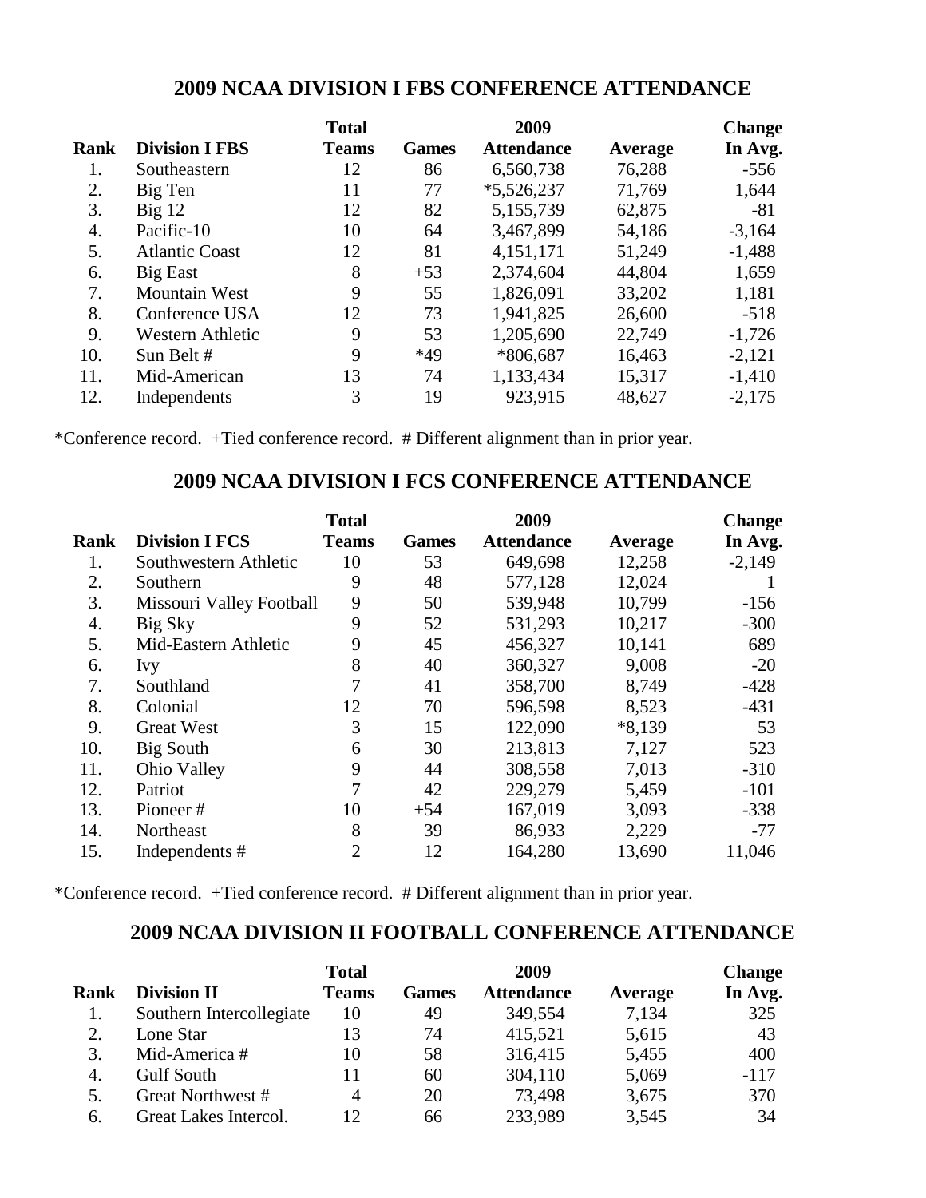## 2009 NCAA DIVISION I FBS CONFERENCE ATTENDANCE

| Rank | Division I FBS | Total Teams | Games | 2009 Attendance | Average | Change In Avg. |
|---|---|---|---|---|---|---|
| 1. | Southeastern | 12 | 86 | 6,560,738 | 76,288 | -556 |
| 2. | Big Ten | 11 | 77 | *5,526,237 | 71,769 | 1,644 |
| 3. | Big 12 | 12 | 82 | 5,155,739 | 62,875 | -81 |
| 4. | Pacific-10 | 10 | 64 | 3,467,899 | 54,186 | -3,164 |
| 5. | Atlantic Coast | 12 | 81 | 4,151,171 | 51,249 | -1,488 |
| 6. | Big East | 8 | +53 | 2,374,604 | 44,804 | 1,659 |
| 7. | Mountain West | 9 | 55 | 1,826,091 | 33,202 | 1,181 |
| 8. | Conference USA | 12 | 73 | 1,941,825 | 26,600 | -518 |
| 9. | Western Athletic | 9 | 53 | 1,205,690 | 22,749 | -1,726 |
| 10. | Sun Belt # | 9 | *49 | *806,687 | 16,463 | -2,121 |
| 11. | Mid-American | 13 | 74 | 1,133,434 | 15,317 | -1,410 |
| 12. | Independents | 3 | 19 | 923,915 | 48,627 | -2,175 |

*Conference record. +Tied conference record. # Different alignment than in prior year.

## 2009 NCAA DIVISION I FCS CONFERENCE ATTENDANCE

| Rank | Division I FCS | Total Teams | Games | 2009 Attendance | Average | Change In Avg. |
|---|---|---|---|---|---|---|
| 1. | Southwestern Athletic | 10 | 53 | 649,698 | 12,258 | -2,149 |
| 2. | Southern | 9 | 48 | 577,128 | 12,024 | 1 |
| 3. | Missouri Valley Football | 9 | 50 | 539,948 | 10,799 | -156 |
| 4. | Big Sky | 9 | 52 | 531,293 | 10,217 | -300 |
| 5. | Mid-Eastern Athletic | 9 | 45 | 456,327 | 10,141 | 689 |
| 6. | Ivy | 8 | 40 | 360,327 | 9,008 | -20 |
| 7. | Southland | 7 | 41 | 358,700 | 8,749 | -428 |
| 8. | Colonial | 12 | 70 | 596,598 | 8,523 | -431 |
| 9. | Great West | 3 | 15 | 122,090 | *8,139 | 53 |
| 10. | Big South | 6 | 30 | 213,813 | 7,127 | 523 |
| 11. | Ohio Valley | 9 | 44 | 308,558 | 7,013 | -310 |
| 12. | Patriot | 7 | 42 | 229,279 | 5,459 | -101 |
| 13. | Pioneer # | 10 | +54 | 167,019 | 3,093 | -338 |
| 14. | Northeast | 8 | 39 | 86,933 | 2,229 | -77 |
| 15. | Independents # | 2 | 12 | 164,280 | 13,690 | 11,046 |

*Conference record. +Tied conference record. # Different alignment than in prior year.

## 2009 NCAA DIVISION II FOOTBALL CONFERENCE ATTENDANCE

| Rank | Division II | Total Teams | Games | 2009 Attendance | Average | Change In Avg. |
|---|---|---|---|---|---|---|
| 1. | Southern Intercollegiate | 10 | 49 | 349,554 | 7,134 | 325 |
| 2. | Lone Star | 13 | 74 | 415,521 | 5,615 | 43 |
| 3. | Mid-America # | 10 | 58 | 316,415 | 5,455 | 400 |
| 4. | Gulf South | 11 | 60 | 304,110 | 5,069 | -117 |
| 5. | Great Northwest # | 4 | 20 | 73,498 | 3,675 | 370 |
| 6. | Great Lakes Intercol. | 12 | 66 | 233,989 | 3,545 | 34 |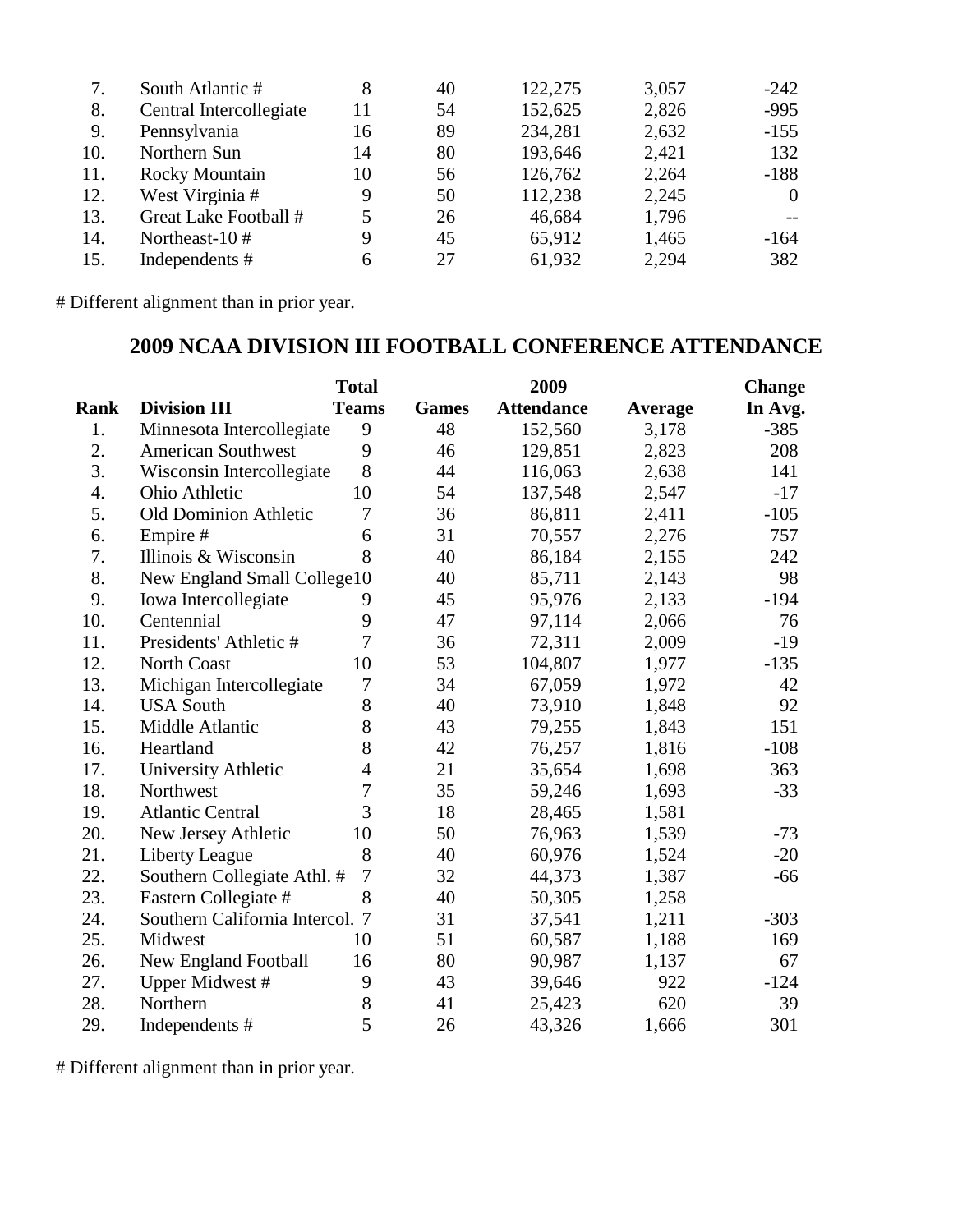| | | | | | | |
|---|---|---|---|---|---|---|
| 7. | South Atlantic # | 8 | 40 | 122,275 | 3,057 | -242 |
| 8. | Central Intercollegiate | 11 | 54 | 152,625 | 2,826 | -995 |
| 9. | Pennsylvania | 16 | 89 | 234,281 | 2,632 | -155 |
| 10. | Northern Sun | 14 | 80 | 193,646 | 2,421 | 132 |
| 11. | Rocky Mountain | 10 | 56 | 126,762 | 2,264 | -188 |
| 12. | West Virginia # | 9 | 50 | 112,238 | 2,245 | 0 |
| 13. | Great Lake Football # | 5 | 26 | 46,684 | 1,796 | -- |
| 14. | Northeast-10 # | 9 | 45 | 65,912 | 1,465 | -164 |
| 15. | Independents # | 6 | 27 | 61,932 | 2,294 | 382 |

# Different alignment than in prior year.

## 2009 NCAA DIVISION III FOOTBALL CONFERENCE ATTENDANCE

| Rank | Division III | Total Teams | Games | 2009 Attendance | Average | Change In Avg. |
|---|---|---|---|---|---|---|
| 1. | Minnesota Intercollegiate | 9 | 48 | 152,560 | 3,178 | -385 |
| 2. | American Southwest | 9 | 46 | 129,851 | 2,823 | 208 |
| 3. | Wisconsin Intercollegiate | 8 | 44 | 116,063 | 2,638 | 141 |
| 4. | Ohio Athletic | 10 | 54 | 137,548 | 2,547 | -17 |
| 5. | Old Dominion Athletic | 7 | 36 | 86,811 | 2,411 | -105 |
| 6. | Empire # | 6 | 31 | 70,557 | 2,276 | 757 |
| 7. | Illinois & Wisconsin | 8 | 40 | 86,184 | 2,155 | 242 |
| 8. | New England Small College | 10 | 40 | 85,711 | 2,143 | 98 |
| 9. | Iowa Intercollegiate | 9 | 45 | 95,976 | 2,133 | -194 |
| 10. | Centennial | 9 | 47 | 97,114 | 2,066 | 76 |
| 11. | Presidents' Athletic # | 7 | 36 | 72,311 | 2,009 | -19 |
| 12. | North Coast | 10 | 53 | 104,807 | 1,977 | -135 |
| 13. | Michigan Intercollegiate | 7 | 34 | 67,059 | 1,972 | 42 |
| 14. | USA South | 8 | 40 | 73,910 | 1,848 | 92 |
| 15. | Middle Atlantic | 8 | 43 | 79,255 | 1,843 | 151 |
| 16. | Heartland | 8 | 42 | 76,257 | 1,816 | -108 |
| 17. | University Athletic | 4 | 21 | 35,654 | 1,698 | 363 |
| 18. | Northwest | 7 | 35 | 59,246 | 1,693 | -33 |
| 19. | Atlantic Central | 3 | 18 | 28,465 | 1,581 | |
| 20. | New Jersey Athletic | 10 | 50 | 76,963 | 1,539 | -73 |
| 21. | Liberty League | 8 | 40 | 60,976 | 1,524 | -20 |
| 22. | Southern Collegiate Athl. # | 7 | 32 | 44,373 | 1,387 | -66 |
| 23. | Eastern Collegiate # | 8 | 40 | 50,305 | 1,258 | |
| 24. | Southern California Intercol. | 7 | 31 | 37,541 | 1,211 | -303 |
| 25. | Midwest | 10 | 51 | 60,587 | 1,188 | 169 |
| 26. | New England Football | 16 | 80 | 90,987 | 1,137 | 67 |
| 27. | Upper Midwest # | 9 | 43 | 39,646 | 922 | -124 |
| 28. | Northern | 8 | 41 | 25,423 | 620 | 39 |
| 29. | Independents # | 5 | 26 | 43,326 | 1,666 | 301 |

# Different alignment than in prior year.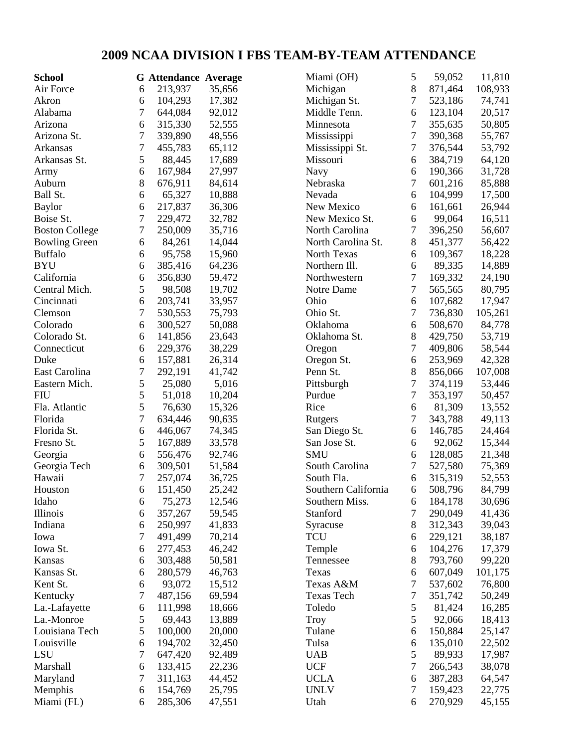# 2009 NCAA DIVISION I FBS TEAM-BY-TEAM ATTENDANCE

| School | G | Attendance | Average |
|---|---|---|---|
| Air Force | 6 | 213,937 | 35,656 |
| Akron | 6 | 104,293 | 17,382 |
| Alabama | 7 | 644,084 | 92,012 |
| Arizona | 6 | 315,330 | 52,555 |
| Arizona St. | 7 | 339,890 | 48,556 |
| Arkansas | 7 | 455,783 | 65,112 |
| Arkansas St. | 5 | 88,445 | 17,689 |
| Army | 6 | 167,984 | 27,997 |
| Auburn | 8 | 676,911 | 84,614 |
| Ball St. | 6 | 65,327 | 10,888 |
| Baylor | 6 | 217,837 | 36,306 |
| Boise St. | 7 | 229,472 | 32,782 |
| Boston College | 7 | 250,009 | 35,716 |
| Bowling Green | 6 | 84,261 | 14,044 |
| Buffalo | 6 | 95,758 | 15,960 |
| BYU | 6 | 385,416 | 64,236 |
| California | 6 | 356,830 | 59,472 |
| Central Mich. | 5 | 98,508 | 19,702 |
| Cincinnati | 6 | 203,741 | 33,957 |
| Clemson | 7 | 530,553 | 75,793 |
| Colorado | 6 | 300,527 | 50,088 |
| Colorado St. | 6 | 141,856 | 23,643 |
| Connecticut | 6 | 229,376 | 38,229 |
| Duke | 6 | 157,881 | 26,314 |
| East Carolina | 7 | 292,191 | 41,742 |
| Eastern Mich. | 5 | 25,080 | 5,016 |
| FIU | 5 | 51,018 | 10,204 |
| Fla. Atlantic | 5 | 76,630 | 15,326 |
| Florida | 7 | 634,446 | 90,635 |
| Florida St. | 6 | 446,067 | 74,345 |
| Fresno St. | 5 | 167,889 | 33,578 |
| Georgia | 6 | 556,476 | 92,746 |
| Georgia Tech | 6 | 309,501 | 51,584 |
| Hawaii | 7 | 257,074 | 36,725 |
| Houston | 6 | 151,450 | 25,242 |
| Idaho | 6 | 75,273 | 12,546 |
| Illinois | 6 | 357,267 | 59,545 |
| Indiana | 6 | 250,997 | 41,833 |
| Iowa | 7 | 491,499 | 70,214 |
| Iowa St. | 6 | 277,453 | 46,242 |
| Kansas | 6 | 303,488 | 50,581 |
| Kansas St. | 6 | 280,579 | 46,763 |
| Kent St. | 6 | 93,072 | 15,512 |
| Kentucky | 7 | 487,156 | 69,594 |
| La.-Lafayette | 6 | 111,998 | 18,666 |
| La.-Monroe | 5 | 69,443 | 13,889 |
| Louisiana Tech | 5 | 100,000 | 20,000 |
| Louisville | 6 | 194,702 | 32,450 |
| LSU | 7 | 647,420 | 92,489 |
| Marshall | 6 | 133,415 | 22,236 |
| Maryland | 7 | 311,163 | 44,452 |
| Memphis | 6 | 154,769 | 25,795 |
| Miami (FL) | 6 | 285,306 | 47,551 |
| Miami (OH) | 5 | 59,052 | 11,810 |
| Michigan | 8 | 871,464 | 108,933 |
| Michigan St. | 7 | 523,186 | 74,741 |
| Middle Tenn. | 6 | 123,104 | 20,517 |
| Minnesota | 7 | 355,635 | 50,805 |
| Mississippi | 7 | 390,368 | 55,767 |
| Mississippi St. | 7 | 376,544 | 53,792 |
| Missouri | 6 | 384,719 | 64,120 |
| Navy | 6 | 190,366 | 31,728 |
| Nebraska | 7 | 601,216 | 85,888 |
| Nevada | 6 | 104,999 | 17,500 |
| New Mexico | 6 | 161,661 | 26,944 |
| New Mexico St. | 6 | 99,064 | 16,511 |
| North Carolina | 7 | 396,250 | 56,607 |
| North Carolina St. | 8 | 451,377 | 56,422 |
| North Texas | 6 | 109,367 | 18,228 |
| Northern Ill. | 6 | 89,335 | 14,889 |
| Northwestern | 7 | 169,332 | 24,190 |
| Notre Dame | 7 | 565,565 | 80,795 |
| Ohio | 6 | 107,682 | 17,947 |
| Ohio St. | 7 | 736,830 | 105,261 |
| Oklahoma | 6 | 508,670 | 84,778 |
| Oklahoma St. | 8 | 429,750 | 53,719 |
| Oregon | 7 | 409,806 | 58,544 |
| Oregon St. | 6 | 253,969 | 42,328 |
| Penn St. | 8 | 856,066 | 107,008 |
| Pittsburgh | 7 | 374,119 | 53,446 |
| Purdue | 7 | 353,197 | 50,457 |
| Rice | 6 | 81,309 | 13,552 |
| Rutgers | 7 | 343,788 | 49,113 |
| San Diego St. | 6 | 146,785 | 24,464 |
| San Jose St. | 6 | 92,062 | 15,344 |
| SMU | 6 | 128,085 | 21,348 |
| South Carolina | 7 | 527,580 | 75,369 |
| South Fla. | 6 | 315,319 | 52,553 |
| Southern California | 6 | 508,796 | 84,799 |
| Southern Miss. | 6 | 184,178 | 30,696 |
| Stanford | 7 | 290,049 | 41,436 |
| Syracuse | 8 | 312,343 | 39,043 |
| TCU | 6 | 229,121 | 38,187 |
| Temple | 6 | 104,276 | 17,379 |
| Tennessee | 8 | 793,760 | 99,220 |
| Texas | 6 | 607,049 | 101,175 |
| Texas A&M | 7 | 537,602 | 76,800 |
| Texas Tech | 7 | 351,742 | 50,249 |
| Toledo | 5 | 81,424 | 16,285 |
| Troy | 5 | 92,066 | 18,413 |
| Tulane | 6 | 150,884 | 25,147 |
| Tulsa | 6 | 135,010 | 22,502 |
| UAB | 5 | 89,933 | 17,987 |
| UCF | 7 | 266,543 | 38,078 |
| UCLA | 6 | 387,283 | 64,547 |
| UNLV | 7 | 159,423 | 22,775 |
| Utah | 6 | 270,929 | 45,155 |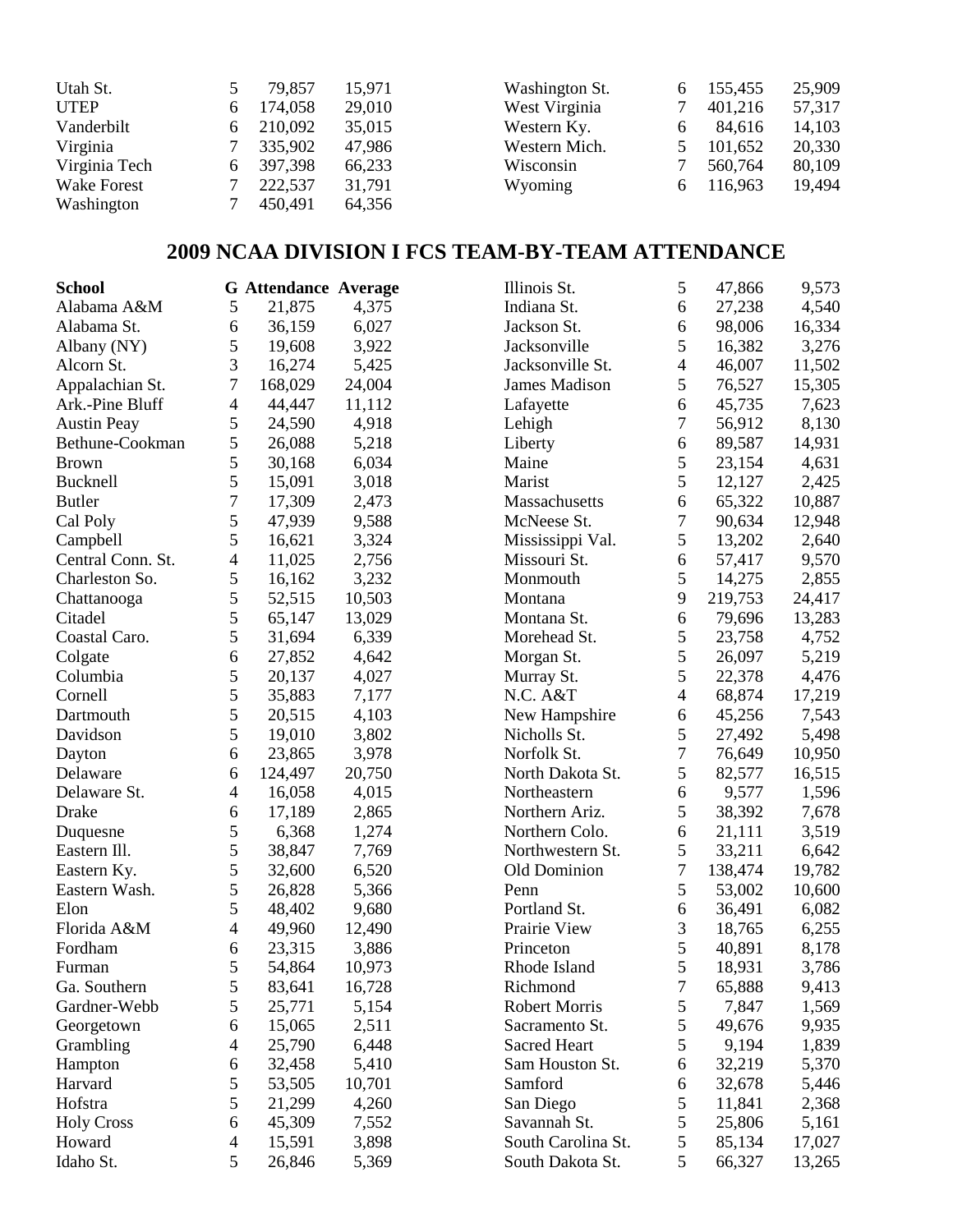| School | G | Attendance | Average |
|---|---|---|---|
| Utah St. | 5 | 79,857 | 15,971 |
| UTEP | 6 | 174,058 | 29,010 |
| Vanderbilt | 6 | 210,092 | 35,015 |
| Virginia | 7 | 335,902 | 47,986 |
| Virginia Tech | 6 | 397,398 | 66,233 |
| Wake Forest | 7 | 222,537 | 31,791 |
| Washington | 7 | 450,491 | 64,356 |
| Washington St. | 6 | 155,455 | 25,909 |
| West Virginia | 7 | 401,216 | 57,317 |
| Western Ky. | 6 | 84,616 | 14,103 |
| Western Mich. | 5 | 101,652 | 20,330 |
| Wisconsin | 7 | 560,764 | 80,109 |
| Wyoming | 6 | 116,963 | 19,494 |

## 2009 NCAA DIVISION I FCS TEAM-BY-TEAM ATTENDANCE

| School | G | Attendance | Average |
|---|---|---|---|
| Alabama A&M | 5 | 21,875 | 4,375 |
| Alabama St. | 6 | 36,159 | 6,027 |
| Albany (NY) | 5 | 19,608 | 3,922 |
| Alcorn St. | 3 | 16,274 | 5,425 |
| Appalachian St. | 7 | 168,029 | 24,004 |
| Ark.-Pine Bluff | 4 | 44,447 | 11,112 |
| Austin Peay | 5 | 24,590 | 4,918 |
| Bethune-Cookman | 5 | 26,088 | 5,218 |
| Brown | 5 | 30,168 | 6,034 |
| Bucknell | 5 | 15,091 | 3,018 |
| Butler | 7 | 17,309 | 2,473 |
| Cal Poly | 5 | 47,939 | 9,588 |
| Campbell | 5 | 16,621 | 3,324 |
| Central Conn. St. | 4 | 11,025 | 2,756 |
| Charleston So. | 5 | 16,162 | 3,232 |
| Chattanooga | 5 | 52,515 | 10,503 |
| Citadel | 5 | 65,147 | 13,029 |
| Coastal Caro. | 5 | 31,694 | 6,339 |
| Colgate | 6 | 27,852 | 4,642 |
| Columbia | 5 | 20,137 | 4,027 |
| Cornell | 5 | 35,883 | 7,177 |
| Dartmouth | 5 | 20,515 | 4,103 |
| Davidson | 5 | 19,010 | 3,802 |
| Dayton | 6 | 23,865 | 3,978 |
| Delaware | 6 | 124,497 | 20,750 |
| Delaware St. | 4 | 16,058 | 4,015 |
| Drake | 6 | 17,189 | 2,865 |
| Duquesne | 5 | 6,368 | 1,274 |
| Eastern Ill. | 5 | 38,847 | 7,769 |
| Eastern Ky. | 5 | 32,600 | 6,520 |
| Eastern Wash. | 5 | 26,828 | 5,366 |
| Elon | 5 | 48,402 | 9,680 |
| Florida A&M | 4 | 49,960 | 12,490 |
| Fordham | 6 | 23,315 | 3,886 |
| Furman | 5 | 54,864 | 10,973 |
| Ga. Southern | 5 | 83,641 | 16,728 |
| Gardner-Webb | 5 | 25,771 | 5,154 |
| Georgetown | 6 | 15,065 | 2,511 |
| Grambling | 4 | 25,790 | 6,448 |
| Hampton | 6 | 32,458 | 5,410 |
| Harvard | 5 | 53,505 | 10,701 |
| Hofstra | 5 | 21,299 | 4,260 |
| Holy Cross | 6 | 45,309 | 7,552 |
| Howard | 4 | 15,591 | 3,898 |
| Idaho St. | 5 | 26,846 | 5,369 |
| Illinois St. | 5 | 47,866 | 9,573 |
| Indiana St. | 6 | 27,238 | 4,540 |
| Jackson St. | 6 | 98,006 | 16,334 |
| Jacksonville | 5 | 16,382 | 3,276 |
| Jacksonville St. | 4 | 46,007 | 11,502 |
| James Madison | 5 | 76,527 | 15,305 |
| Lafayette | 6 | 45,735 | 7,623 |
| Lehigh | 7 | 56,912 | 8,130 |
| Liberty | 6 | 89,587 | 14,931 |
| Maine | 5 | 23,154 | 4,631 |
| Marist | 5 | 12,127 | 2,425 |
| Massachusetts | 6 | 65,322 | 10,887 |
| McNeese St. | 7 | 90,634 | 12,948 |
| Mississippi Val. | 5 | 13,202 | 2,640 |
| Missouri St. | 6 | 57,417 | 9,570 |
| Monmouth | 5 | 14,275 | 2,855 |
| Montana | 9 | 219,753 | 24,417 |
| Montana St. | 6 | 79,696 | 13,283 |
| Morehead St. | 5 | 23,758 | 4,752 |
| Morgan St. | 5 | 26,097 | 5,219 |
| Murray St. | 5 | 22,378 | 4,476 |
| N.C. A&T | 4 | 68,874 | 17,219 |
| New Hampshire | 6 | 45,256 | 7,543 |
| Nicholls St. | 5 | 27,492 | 5,498 |
| Norfolk St. | 7 | 76,649 | 10,950 |
| North Dakota St. | 5 | 82,577 | 16,515 |
| Northeastern | 6 | 9,577 | 1,596 |
| Northern Ariz. | 5 | 38,392 | 7,678 |
| Northern Colo. | 6 | 21,111 | 3,519 |
| Northwestern St. | 5 | 33,211 | 6,642 |
| Old Dominion | 7 | 138,474 | 19,782 |
| Penn | 5 | 53,002 | 10,600 |
| Portland St. | 6 | 36,491 | 6,082 |
| Prairie View | 3 | 18,765 | 6,255 |
| Princeton | 5 | 40,891 | 8,178 |
| Rhode Island | 5 | 18,931 | 3,786 |
| Richmond | 7 | 65,888 | 9,413 |
| Robert Morris | 5 | 7,847 | 1,569 |
| Sacramento St. | 5 | 49,676 | 9,935 |
| Sacred Heart | 5 | 9,194 | 1,839 |
| Sam Houston St. | 6 | 32,219 | 5,370 |
| Samford | 6 | 32,678 | 5,446 |
| San Diego | 5 | 11,841 | 2,368 |
| Savannah St. | 5 | 25,806 | 5,161 |
| South Carolina St. | 5 | 85,134 | 17,027 |
| South Dakota St. | 5 | 66,327 | 13,265 |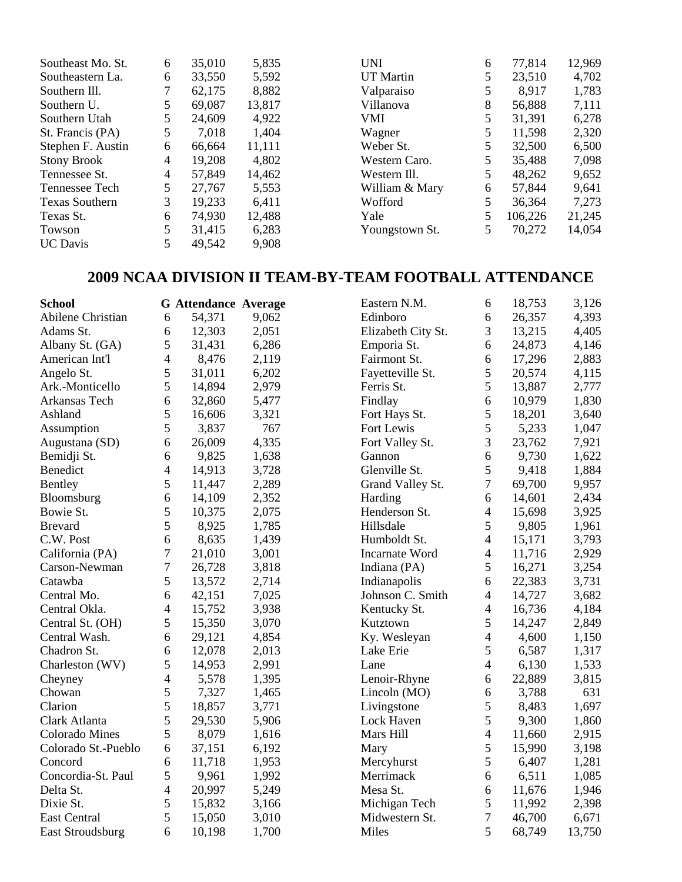| School | G | Attendance | Average |
|---|---|---|---|
| Southeast Mo. St. | 6 | 35,010 | 5,835 |
| Southeastern La. | 6 | 33,550 | 5,592 |
| Southern Ill. | 7 | 62,175 | 8,882 |
| Southern U. | 5 | 69,087 | 13,817 |
| Southern Utah | 5 | 24,609 | 4,922 |
| St. Francis (PA) | 5 | 7,018 | 1,404 |
| Stephen F. Austin | 6 | 66,664 | 11,111 |
| Stony Brook | 4 | 19,208 | 4,802 |
| Tennessee St. | 4 | 57,849 | 14,462 |
| Tennessee Tech | 5 | 27,767 | 5,553 |
| Texas Southern | 3 | 19,233 | 6,411 |
| Texas St. | 6 | 74,930 | 12,488 |
| Towson | 5 | 31,415 | 6,283 |
| UC Davis | 5 | 49,542 | 9,908 |
| UNI | 6 | 77,814 | 12,969 |
| UT Martin | 5 | 23,510 | 4,702 |
| Valparaiso | 5 | 8,917 | 1,783 |
| Villanova | 8 | 56,888 | 7,111 |
| VMI | 5 | 31,391 | 6,278 |
| Wagner | 5 | 11,598 | 2,320 |
| Weber St. | 5 | 32,500 | 6,500 |
| Western Caro. | 5 | 35,488 | 7,098 |
| Western Ill. | 5 | 48,262 | 9,652 |
| William & Mary | 6 | 57,844 | 9,641 |
| Wofford | 5 | 36,364 | 7,273 |
| Yale | 5 | 106,226 | 21,245 |
| Youngstown St. | 5 | 70,272 | 14,054 |

## 2009 NCAA DIVISION II TEAM-BY-TEAM FOOTBALL ATTENDANCE

| School | G | Attendance | Average |
|---|---|---|---|
| Abilene Christian | 6 | 54,371 | 9,062 |
| Adams St. | 6 | 12,303 | 2,051 |
| Albany St. (GA) | 5 | 31,431 | 6,286 |
| American Int'l | 4 | 8,476 | 2,119 |
| Angelo St. | 5 | 31,011 | 6,202 |
| Ark.-Monticello | 5 | 14,894 | 2,979 |
| Arkansas Tech | 6 | 32,860 | 5,477 |
| Ashland | 5 | 16,606 | 3,321 |
| Assumption | 5 | 3,837 | 767 |
| Augustana (SD) | 6 | 26,009 | 4,335 |
| Bemidji St. | 6 | 9,825 | 1,638 |
| Benedict | 4 | 14,913 | 3,728 |
| Bentley | 5 | 11,447 | 2,289 |
| Bloomsburg | 6 | 14,109 | 2,352 |
| Bowie St. | 5 | 10,375 | 2,075 |
| Brevard | 5 | 8,925 | 1,785 |
| C.W. Post | 6 | 8,635 | 1,439 |
| California (PA) | 7 | 21,010 | 3,001 |
| Carson-Newman | 7 | 26,728 | 3,818 |
| Catawba | 5 | 13,572 | 2,714 |
| Central Mo. | 6 | 42,151 | 7,025 |
| Central Okla. | 4 | 15,752 | 3,938 |
| Central St. (OH) | 5 | 15,350 | 3,070 |
| Central Wash. | 6 | 29,121 | 4,854 |
| Chadron St. | 6 | 12,078 | 2,013 |
| Charleston (WV) | 5 | 14,953 | 2,991 |
| Cheyney | 4 | 5,578 | 1,395 |
| Chowan | 5 | 7,327 | 1,465 |
| Clarion | 5 | 18,857 | 3,771 |
| Clark Atlanta | 5 | 29,530 | 5,906 |
| Colorado Mines | 5 | 8,079 | 1,616 |
| Colorado St.-Pueblo | 6 | 37,151 | 6,192 |
| Concord | 6 | 11,718 | 1,953 |
| Concordia-St. Paul | 5 | 9,961 | 1,992 |
| Delta St. | 4 | 20,997 | 5,249 |
| Dixie St. | 5 | 15,832 | 3,166 |
| East Central | 5 | 15,050 | 3,010 |
| East Stroudsburg | 6 | 10,198 | 1,700 |
| Eastern N.M. | 6 | 18,753 | 3,126 |
| Edinboro | 6 | 26,357 | 4,393 |
| Elizabeth City St. | 3 | 13,215 | 4,405 |
| Emporia St. | 6 | 24,873 | 4,146 |
| Fairmont St. | 6 | 17,296 | 2,883 |
| Fayetteville St. | 5 | 20,574 | 4,115 |
| Ferris St. | 5 | 13,887 | 2,777 |
| Findlay | 6 | 10,979 | 1,830 |
| Fort Hays St. | 5 | 18,201 | 3,640 |
| Fort Lewis | 5 | 5,233 | 1,047 |
| Fort Valley St. | 3 | 23,762 | 7,921 |
| Gannon | 6 | 9,730 | 1,622 |
| Glenville St. | 5 | 9,418 | 1,884 |
| Grand Valley St. | 7 | 69,700 | 9,957 |
| Harding | 6 | 14,601 | 2,434 |
| Henderson St. | 4 | 15,698 | 3,925 |
| Hillsdale | 5 | 9,805 | 1,961 |
| Humboldt St. | 4 | 15,171 | 3,793 |
| Incarnate Word | 4 | 11,716 | 2,929 |
| Indiana (PA) | 5 | 16,271 | 3,254 |
| Indianapolis | 6 | 22,383 | 3,731 |
| Johnson C. Smith | 4 | 14,727 | 3,682 |
| Kentucky St. | 4 | 16,736 | 4,184 |
| Kutztown | 5 | 14,247 | 2,849 |
| Ky. Wesleyan | 4 | 4,600 | 1,150 |
| Lake Erie | 5 | 6,587 | 1,317 |
| Lane | 4 | 6,130 | 1,533 |
| Lenoir-Rhyne | 6 | 22,889 | 3,815 |
| Lincoln (MO) | 6 | 3,788 | 631 |
| Livingstone | 5 | 8,483 | 1,697 |
| Lock Haven | 5 | 9,300 | 1,860 |
| Mars Hill | 4 | 11,660 | 2,915 |
| Mary | 5 | 15,990 | 3,198 |
| Mercyhurst | 5 | 6,407 | 1,281 |
| Merrimack | 6 | 6,511 | 1,085 |
| Mesa St. | 6 | 11,676 | 1,946 |
| Michigan Tech | 5 | 11,992 | 2,398 |
| Midwestern St. | 7 | 46,700 | 6,671 |
| Miles | 5 | 68,749 | 13,750 |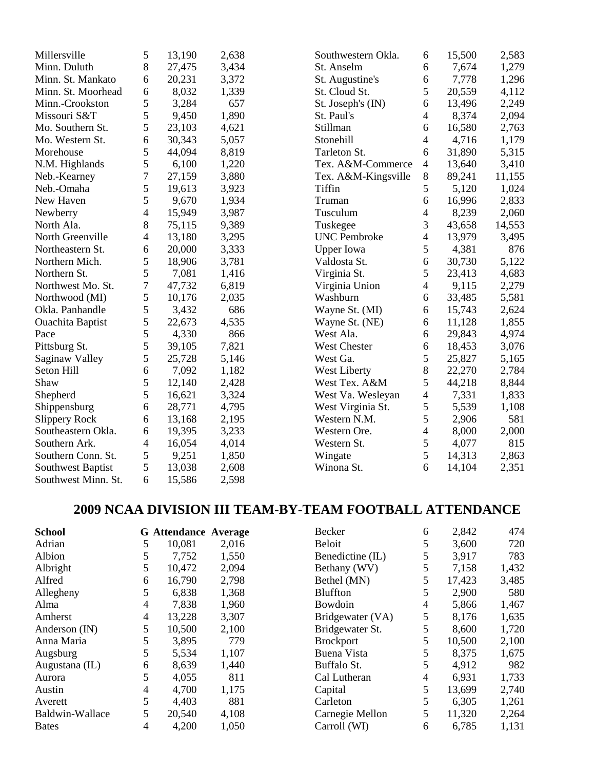| School | G | Attendance | Average |
|---|---|---|---|
| Millersville | 5 | 13,190 | 2,638 |
| Minn. Duluth | 8 | 27,475 | 3,434 |
| Minn. St. Mankato | 6 | 20,231 | 3,372 |
| Minn. St. Moorhead | 6 | 8,032 | 1,339 |
| Minn.-Crookston | 5 | 3,284 | 657 |
| Missouri S&T | 5 | 9,450 | 1,890 |
| Mo. Southern St. | 5 | 23,103 | 4,621 |
| Mo. Western St. | 6 | 30,343 | 5,057 |
| Morehouse | 5 | 44,094 | 8,819 |
| N.M. Highlands | 5 | 6,100 | 1,220 |
| Neb.-Kearney | 7 | 27,159 | 3,880 |
| Neb.-Omaha | 5 | 19,613 | 3,923 |
| New Haven | 5 | 9,670 | 1,934 |
| Newberry | 4 | 15,949 | 3,987 |
| North Ala. | 8 | 75,115 | 9,389 |
| North Greenville | 4 | 13,180 | 3,295 |
| Northeastern St. | 6 | 20,000 | 3,333 |
| Northern Mich. | 5 | 18,906 | 3,781 |
| Northern St. | 5 | 7,081 | 1,416 |
| Northwest Mo. St. | 7 | 47,732 | 6,819 |
| Northwood (MI) | 5 | 10,176 | 2,035 |
| Okla. Panhandle | 5 | 3,432 | 686 |
| Ouachita Baptist | 5 | 22,673 | 4,535 |
| Pace | 5 | 4,330 | 866 |
| Pittsburg St. | 5 | 39,105 | 7,821 |
| Saginaw Valley | 5 | 25,728 | 5,146 |
| Seton Hill | 6 | 7,092 | 1,182 |
| Shaw | 5 | 12,140 | 2,428 |
| Shepherd | 5 | 16,621 | 3,324 |
| Shippensburg | 6 | 28,771 | 4,795 |
| Slippery Rock | 6 | 13,168 | 2,195 |
| Southeastern Okla. | 6 | 19,395 | 3,233 |
| Southern Ark. | 4 | 16,054 | 4,014 |
| Southern Conn. St. | 5 | 9,251 | 1,850 |
| Southwest Baptist | 5 | 13,038 | 2,608 |
| Southwest Minn. St. | 6 | 15,586 | 2,598 |
| Southwestern Okla. | 6 | 15,500 | 2,583 |
| St. Anselm | 6 | 7,674 | 1,279 |
| St. Augustine's | 6 | 7,778 | 1,296 |
| St. Cloud St. | 5 | 20,559 | 4,112 |
| St. Joseph's (IN) | 6 | 13,496 | 2,249 |
| St. Paul's | 4 | 8,374 | 2,094 |
| Stillman | 6 | 16,580 | 2,763 |
| Stonehill | 4 | 4,716 | 1,179 |
| Tarleton St. | 6 | 31,890 | 5,315 |
| Tex. A&M-Commerce | 4 | 13,640 | 3,410 |
| Tex. A&M-Kingsville | 8 | 89,241 | 11,155 |
| Tiffin | 5 | 5,120 | 1,024 |
| Truman | 6 | 16,996 | 2,833 |
| Tusculum | 4 | 8,239 | 2,060 |
| Tuskegee | 3 | 43,658 | 14,553 |
| UNC Pembroke | 4 | 13,979 | 3,495 |
| Upper Iowa | 5 | 4,381 | 876 |
| Valdosta St. | 6 | 30,730 | 5,122 |
| Virginia St. | 5 | 23,413 | 4,683 |
| Virginia Union | 4 | 9,115 | 2,279 |
| Washburn | 6 | 33,485 | 5,581 |
| Wayne St. (MI) | 6 | 15,743 | 2,624 |
| Wayne St. (NE) | 6 | 11,128 | 1,855 |
| West Ala. | 6 | 29,843 | 4,974 |
| West Chester | 6 | 18,453 | 3,076 |
| West Ga. | 5 | 25,827 | 5,165 |
| West Liberty | 8 | 22,270 | 2,784 |
| West Tex. A&M | 5 | 44,218 | 8,844 |
| West Va. Wesleyan | 4 | 7,331 | 1,833 |
| West Virginia St. | 5 | 5,539 | 1,108 |
| Western N.M. | 5 | 2,906 | 581 |
| Western Ore. | 4 | 8,000 | 2,000 |
| Western St. | 5 | 4,077 | 815 |
| Wingate | 5 | 14,313 | 2,863 |
| Winona St. | 6 | 14,104 | 2,351 |

## 2009 NCAA DIVISION III TEAM-BY-TEAM FOOTBALL ATTENDANCE

| School | G | Attendance | Average |
|---|---|---|---|
| Adrian | 5 | 10,081 | 2,016 |
| Albion | 5 | 7,752 | 1,550 |
| Albright | 5 | 10,472 | 2,094 |
| Alfred | 6 | 16,790 | 2,798 |
| Allegheny | 5 | 6,838 | 1,368 |
| Alma | 4 | 7,838 | 1,960 |
| Amherst | 4 | 13,228 | 3,307 |
| Anderson (IN) | 5 | 10,500 | 2,100 |
| Anna Maria | 5 | 3,895 | 779 |
| Augsburg | 5 | 5,534 | 1,107 |
| Augustana (IL) | 6 | 8,639 | 1,440 |
| Aurora | 5 | 4,055 | 811 |
| Austin | 4 | 4,700 | 1,175 |
| Averett | 5 | 4,403 | 881 |
| Baldwin-Wallace | 5 | 20,540 | 4,108 |
| Bates | 4 | 4,200 | 1,050 |
| Becker | 6 | 2,842 | 474 |
| Beloit | 5 | 3,600 | 720 |
| Benedictine (IL) | 5 | 3,917 | 783 |
| Bethany (WV) | 5 | 7,158 | 1,432 |
| Bethel (MN) | 5 | 17,423 | 3,485 |
| Bluffton | 5 | 2,900 | 580 |
| Bowdoin | 4 | 5,866 | 1,467 |
| Bridgewater (VA) | 5 | 8,176 | 1,635 |
| Bridgewater St. | 5 | 8,600 | 1,720 |
| Brockport | 5 | 10,500 | 2,100 |
| Buena Vista | 5 | 8,375 | 1,675 |
| Buffalo St. | 5 | 4,912 | 982 |
| Cal Lutheran | 4 | 6,931 | 1,733 |
| Capital | 5 | 13,699 | 2,740 |
| Carleton | 5 | 6,305 | 1,261 |
| Carnegie Mellon | 5 | 11,320 | 2,264 |
| Carroll (WI) | 6 | 6,785 | 1,131 |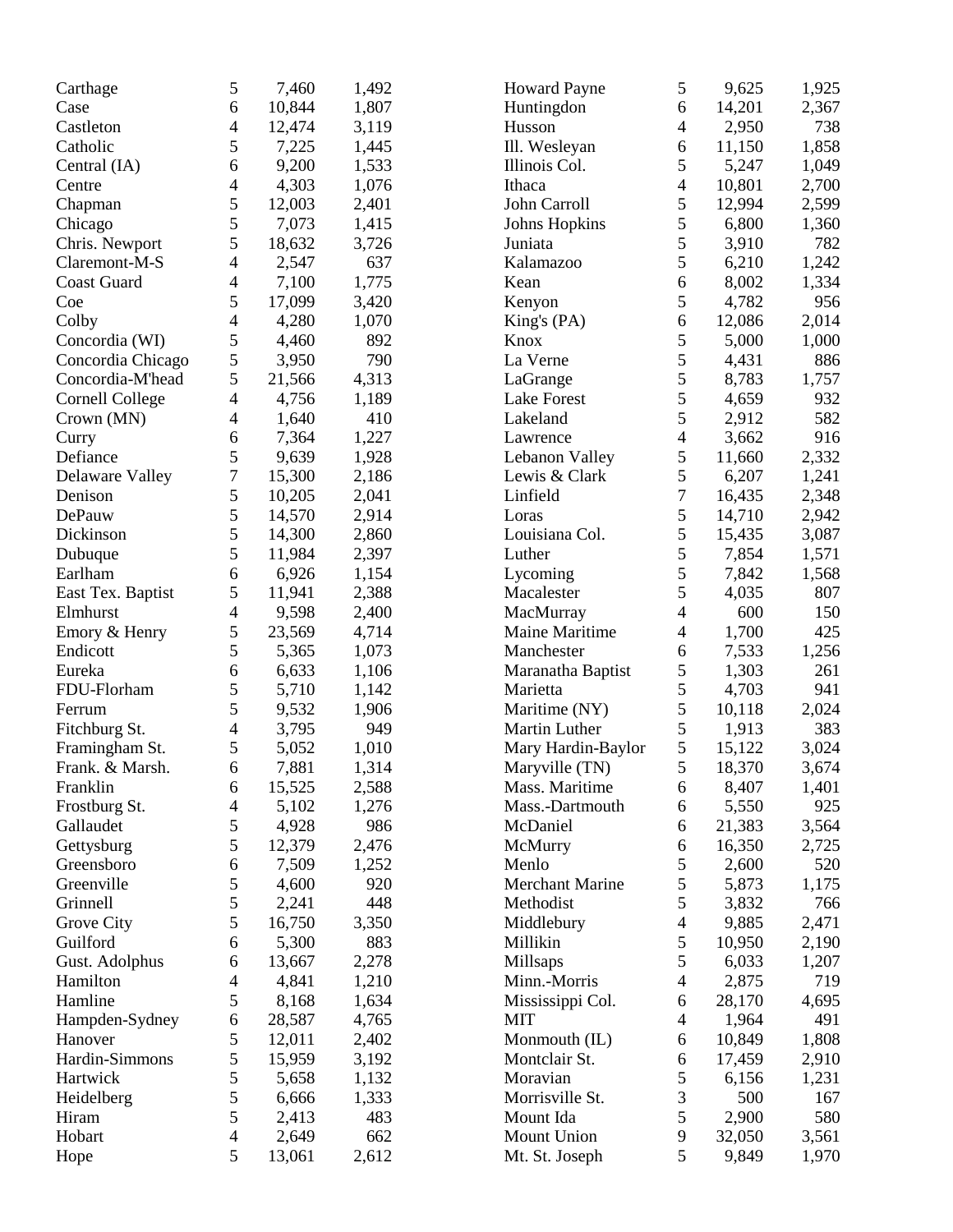| | | | |
|---|---|---|---|
| Carthage | 5 | 7,460 | 1,492 |
| Case | 6 | 10,844 | 1,807 |
| Castleton | 4 | 12,474 | 3,119 |
| Catholic | 5 | 7,225 | 1,445 |
| Central (IA) | 6 | 9,200 | 1,533 |
| Centre | 4 | 4,303 | 1,076 |
| Chapman | 5 | 12,003 | 2,401 |
| Chicago | 5 | 7,073 | 1,415 |
| Chris. Newport | 5 | 18,632 | 3,726 |
| Claremont-M-S | 4 | 2,547 | 637 |
| Coast Guard | 4 | 7,100 | 1,775 |
| Coe | 5 | 17,099 | 3,420 |
| Colby | 4 | 4,280 | 1,070 |
| Concordia (WI) | 5 | 4,460 | 892 |
| Concordia Chicago | 5 | 3,950 | 790 |
| Concordia-M'head | 5 | 21,566 | 4,313 |
| Cornell College | 4 | 4,756 | 1,189 |
| Crown (MN) | 4 | 1,640 | 410 |
| Curry | 6 | 7,364 | 1,227 |
| Defiance | 5 | 9,639 | 1,928 |
| Delaware Valley | 7 | 15,300 | 2,186 |
| Denison | 5 | 10,205 | 2,041 |
| DePauw | 5 | 14,570 | 2,914 |
| Dickinson | 5 | 14,300 | 2,860 |
| Dubuque | 5 | 11,984 | 2,397 |
| Earlham | 6 | 6,926 | 1,154 |
| East Tex. Baptist | 5 | 11,941 | 2,388 |
| Elmhurst | 4 | 9,598 | 2,400 |
| Emory & Henry | 5 | 23,569 | 4,714 |
| Endicott | 5 | 5,365 | 1,073 |
| Eureka | 6 | 6,633 | 1,106 |
| FDU-Florham | 5 | 5,710 | 1,142 |
| Ferrum | 5 | 9,532 | 1,906 |
| Fitchburg St. | 4 | 3,795 | 949 |
| Framingham St. | 5 | 5,052 | 1,010 |
| Frank. & Marsh. | 6 | 7,881 | 1,314 |
| Franklin | 6 | 15,525 | 2,588 |
| Frostburg St. | 4 | 5,102 | 1,276 |
| Gallaudet | 5 | 4,928 | 986 |
| Gettysburg | 5 | 12,379 | 2,476 |
| Greensboro | 6 | 7,509 | 1,252 |
| Greenville | 5 | 4,600 | 920 |
| Grinnell | 5 | 2,241 | 448 |
| Grove City | 5 | 16,750 | 3,350 |
| Guilford | 6 | 5,300 | 883 |
| Gust. Adolphus | 6 | 13,667 | 2,278 |
| Hamilton | 4 | 4,841 | 1,210 |
| Hamline | 5 | 8,168 | 1,634 |
| Hampden-Sydney | 6 | 28,587 | 4,765 |
| Hanover | 5 | 12,011 | 2,402 |
| Hardin-Simmons | 5 | 15,959 | 3,192 |
| Hartwick | 5 | 5,658 | 1,132 |
| Heidelberg | 5 | 6,666 | 1,333 |
| Hiram | 5 | 2,413 | 483 |
| Hobart | 4 | 2,649 | 662 |
| Hope | 5 | 13,061 | 2,612 |
| Howard Payne | 5 | 9,625 | 1,925 |
| Huntingdon | 6 | 14,201 | 2,367 |
| Husson | 4 | 2,950 | 738 |
| Ill. Wesleyan | 6 | 11,150 | 1,858 |
| Illinois Col. | 5 | 5,247 | 1,049 |
| Ithaca | 4 | 10,801 | 2,700 |
| John Carroll | 5 | 12,994 | 2,599 |
| Johns Hopkins | 5 | 6,800 | 1,360 |
| Juniata | 5 | 3,910 | 782 |
| Kalamazoo | 5 | 6,210 | 1,242 |
| Kean | 6 | 8,002 | 1,334 |
| Kenyon | 5 | 4,782 | 956 |
| King's (PA) | 6 | 12,086 | 2,014 |
| Knox | 5 | 5,000 | 1,000 |
| La Verne | 5 | 4,431 | 886 |
| LaGrange | 5 | 8,783 | 1,757 |
| Lake Forest | 5 | 4,659 | 932 |
| Lakeland | 5 | 2,912 | 582 |
| Lawrence | 4 | 3,662 | 916 |
| Lebanon Valley | 5 | 11,660 | 2,332 |
| Lewis & Clark | 5 | 6,207 | 1,241 |
| Linfield | 7 | 16,435 | 2,348 |
| Loras | 5 | 14,710 | 2,942 |
| Louisiana Col. | 5 | 15,435 | 3,087 |
| Luther | 5 | 7,854 | 1,571 |
| Lycoming | 5 | 7,842 | 1,568 |
| Macalester | 5 | 4,035 | 807 |
| MacMurray | 4 | 600 | 150 |
| Maine Maritime | 4 | 1,700 | 425 |
| Manchester | 6 | 7,533 | 1,256 |
| Maranatha Baptist | 5 | 1,303 | 261 |
| Marietta | 5 | 4,703 | 941 |
| Maritime (NY) | 5 | 10,118 | 2,024 |
| Martin Luther | 5 | 1,913 | 383 |
| Mary Hardin-Baylor | 5 | 15,122 | 3,024 |
| Maryville (TN) | 5 | 18,370 | 3,674 |
| Mass. Maritime | 6 | 8,407 | 1,401 |
| Mass.-Dartmouth | 6 | 5,550 | 925 |
| McDaniel | 6 | 21,383 | 3,564 |
| McMurry | 6 | 16,350 | 2,725 |
| Menlo | 5 | 2,600 | 520 |
| Merchant Marine | 5 | 5,873 | 1,175 |
| Methodist | 5 | 3,832 | 766 |
| Middlebury | 4 | 9,885 | 2,471 |
| Millikin | 5 | 10,950 | 2,190 |
| Millsaps | 5 | 6,033 | 1,207 |
| Minn.-Morris | 4 | 2,875 | 719 |
| Mississippi Col. | 6 | 28,170 | 4,695 |
| MIT | 4 | 1,964 | 491 |
| Monmouth (IL) | 6 | 10,849 | 1,808 |
| Montclair St. | 6 | 17,459 | 2,910 |
| Moravian | 5 | 6,156 | 1,231 |
| Morrisville St. | 3 | 500 | 167 |
| Mount Ida | 5 | 2,900 | 580 |
| Mount Union | 9 | 32,050 | 3,561 |
| Mt. St. Joseph | 5 | 9,849 | 1,970 |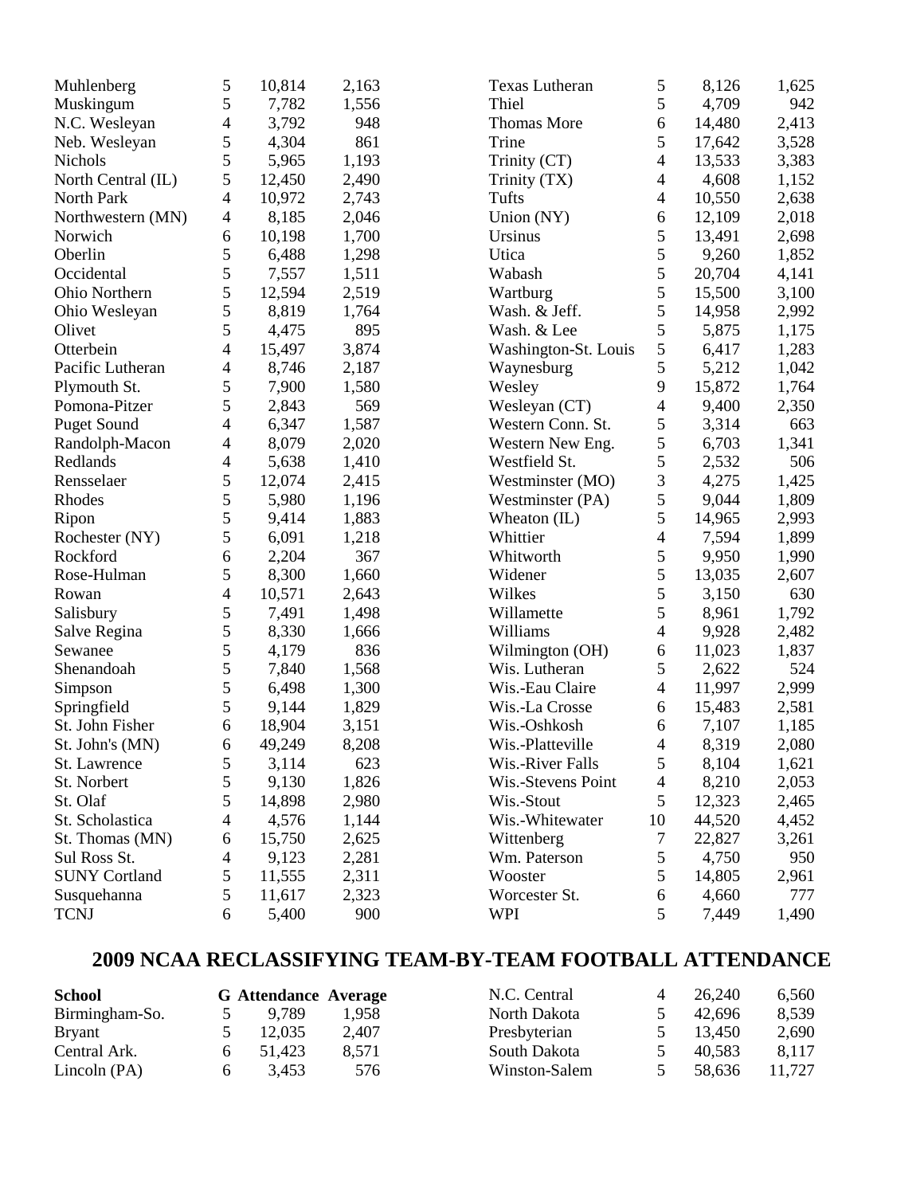| | | | |
|---|---|---|---|
| Muhlenberg | 5 | 10,814 | 2,163 |
| Muskingum | 5 | 7,782 | 1,556 |
| N.C. Wesleyan | 4 | 3,792 | 948 |
| Neb. Wesleyan | 5 | 4,304 | 861 |
| Nichols | 5 | 5,965 | 1,193 |
| North Central (IL) | 5 | 12,450 | 2,490 |
| North Park | 4 | 10,972 | 2,743 |
| Northwestern (MN) | 4 | 8,185 | 2,046 |
| Norwich | 6 | 10,198 | 1,700 |
| Oberlin | 5 | 6,488 | 1,298 |
| Occidental | 5 | 7,557 | 1,511 |
| Ohio Northern | 5 | 12,594 | 2,519 |
| Ohio Wesleyan | 5 | 8,819 | 1,764 |
| Olivet | 5 | 4,475 | 895 |
| Otterbein | 4 | 15,497 | 3,874 |
| Pacific Lutheran | 4 | 8,746 | 2,187 |
| Plymouth St. | 5 | 7,900 | 1,580 |
| Pomona-Pitzer | 5 | 2,843 | 569 |
| Puget Sound | 4 | 6,347 | 1,587 |
| Randolph-Macon | 4 | 8,079 | 2,020 |
| Redlands | 4 | 5,638 | 1,410 |
| Rensselaer | 5 | 12,074 | 2,415 |
| Rhodes | 5 | 5,980 | 1,196 |
| Ripon | 5 | 9,414 | 1,883 |
| Rochester (NY) | 5 | 6,091 | 1,218 |
| Rockford | 6 | 2,204 | 367 |
| Rose-Hulman | 5 | 8,300 | 1,660 |
| Rowan | 4 | 10,571 | 2,643 |
| Salisbury | 5 | 7,491 | 1,498 |
| Salve Regina | 5 | 8,330 | 1,666 |
| Sewanee | 5 | 4,179 | 836 |
| Shenandoah | 5 | 7,840 | 1,568 |
| Simpson | 5 | 6,498 | 1,300 |
| Springfield | 5 | 9,144 | 1,829 |
| St. John Fisher | 6 | 18,904 | 3,151 |
| St. John's (MN) | 6 | 49,249 | 8,208 |
| St. Lawrence | 5 | 3,114 | 623 |
| St. Norbert | 5 | 9,130 | 1,826 |
| St. Olaf | 5 | 14,898 | 2,980 |
| St. Scholastica | 4 | 4,576 | 1,144 |
| St. Thomas (MN) | 6 | 15,750 | 2,625 |
| Sul Ross St. | 4 | 9,123 | 2,281 |
| SUNY Cortland | 5 | 11,555 | 2,311 |
| Susquehanna | 5 | 11,617 | 2,323 |
| TCNJ | 6 | 5,400 | 900 |
| Texas Lutheran | 5 | 8,126 | 1,625 |
| Thiel | 5 | 4,709 | 942 |
| Thomas More | 6 | 14,480 | 2,413 |
| Trine | 5 | 17,642 | 3,528 |
| Trinity (CT) | 4 | 13,533 | 3,383 |
| Trinity (TX) | 4 | 4,608 | 1,152 |
| Tufts | 4 | 10,550 | 2,638 |
| Union (NY) | 6 | 12,109 | 2,018 |
| Ursinus | 5 | 13,491 | 2,698 |
| Utica | 5 | 9,260 | 1,852 |
| Wabash | 5 | 20,704 | 4,141 |
| Wartburg | 5 | 15,500 | 3,100 |
| Wash. & Jeff. | 5 | 14,958 | 2,992 |
| Wash. & Lee | 5 | 5,875 | 1,175 |
| Washington-St. Louis | 5 | 6,417 | 1,283 |
| Waynesburg | 5 | 5,212 | 1,042 |
| Wesley | 9 | 15,872 | 1,764 |
| Wesleyan (CT) | 4 | 9,400 | 2,350 |
| Western Conn. St. | 5 | 3,314 | 663 |
| Western New Eng. | 5 | 6,703 | 1,341 |
| Westfield St. | 5 | 2,532 | 506 |
| Westminster (MO) | 3 | 4,275 | 1,425 |
| Westminster (PA) | 5 | 9,044 | 1,809 |
| Wheaton (IL) | 5 | 14,965 | 2,993 |
| Whittier | 4 | 7,594 | 1,899 |
| Whitworth | 5 | 9,950 | 1,990 |
| Widener | 5 | 13,035 | 2,607 |
| Wilkes | 5 | 3,150 | 630 |
| Willamette | 5 | 8,961 | 1,792 |
| Williams | 4 | 9,928 | 2,482 |
| Wilmington (OH) | 6 | 11,023 | 1,837 |
| Wis. Lutheran | 5 | 2,622 | 524 |
| Wis.-Eau Claire | 4 | 11,997 | 2,999 |
| Wis.-La Crosse | 6 | 15,483 | 2,581 |
| Wis.-Oshkosh | 6 | 7,107 | 1,185 |
| Wis.-Platteville | 4 | 8,319 | 2,080 |
| Wis.-River Falls | 5 | 8,104 | 1,621 |
| Wis.-Stevens Point | 4 | 8,210 | 2,053 |
| Wis.-Stout | 5 | 12,323 | 2,465 |
| Wis.-Whitewater | 10 | 44,520 | 4,452 |
| Wittenberg | 7 | 22,827 | 3,261 |
| Wm. Paterson | 5 | 4,750 | 950 |
| Wooster | 5 | 14,805 | 2,961 |
| Worcester St. | 6 | 4,660 | 777 |
| WPI | 5 | 7,449 | 1,490 |

## 2009 NCAA RECLASSIFYING TEAM-BY-TEAM FOOTBALL ATTENDANCE

| School | G | Attendance | Average |
|---|---|---|---|
| Birmingham-So. | 5 | 9,789 | 1,958 |
| Bryant | 5 | 12,035 | 2,407 |
| Central Ark. | 6 | 51,423 | 8,571 |
| Lincoln (PA) | 6 | 3,453 | 576 |
| N.C. Central | 4 | 26,240 | 6,560 |
| North Dakota | 5 | 42,696 | 8,539 |
| Presbyterian | 5 | 13,450 | 2,690 |
| South Dakota | 5 | 40,583 | 8,117 |
| Winston-Salem | 5 | 58,636 | 11,727 |